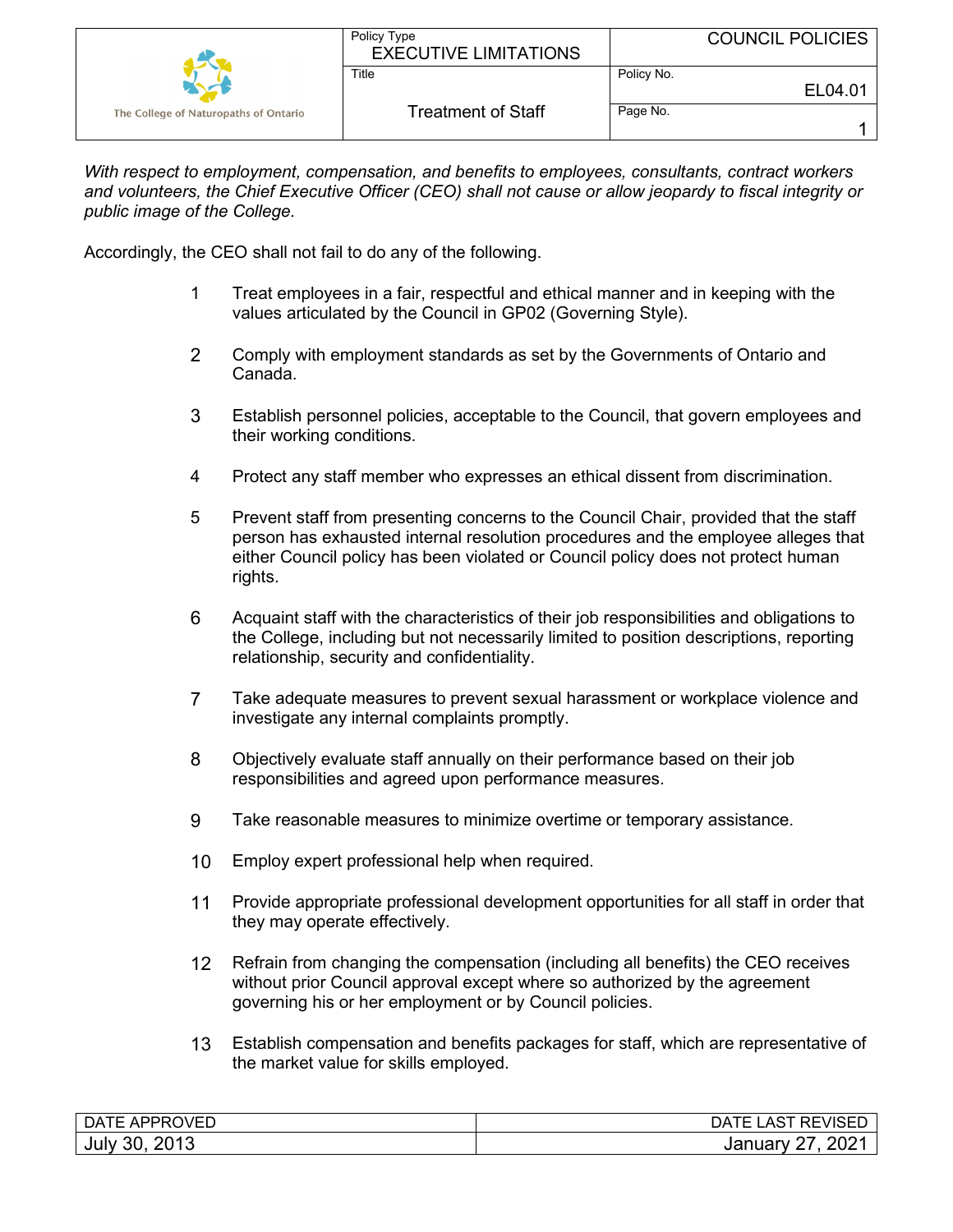| The College of Naturopaths of Ontario | Policy Type: EXECUTIVE LIMITATIONS | COUNCIL POLICIES |
| --- | --- | --- |
| | Title: Treatment of Staff | Policy No.: EL04.01 |
| | | Page No.: 1 |

*With respect to employment, compensation, and benefits to employees, consultants, contract workers and volunteers, the Chief Executive Officer (CEO) shall not cause or allow jeopardy to fiscal integrity or public image of the College.*

Accordingly, the CEO shall not fail to do any of the following.

1. Treat employees in a fair, respectful and ethical manner and in keeping with the values articulated by the Council in GP02 (Governing Style).
2. Comply with employment standards as set by the Governments of Ontario and Canada.
3. Establish personnel policies, acceptable to the Council, that govern employees and their working conditions.
4. Protect any staff member who expresses an ethical dissent from discrimination.
5. Prevent staff from presenting concerns to the Council Chair, provided that the staff person has exhausted internal resolution procedures and the employee alleges that either Council policy has been violated or Council policy does not protect human rights.
6. Acquaint staff with the characteristics of their job responsibilities and obligations to the College, including but not necessarily limited to position descriptions, reporting relationship, security and confidentiality.
7. Take adequate measures to prevent sexual harassment or workplace violence and investigate any internal complaints promptly.
8. Objectively evaluate staff annually on their performance based on their job responsibilities and agreed upon performance measures.
9. Take reasonable measures to minimize overtime or temporary assistance.
10. Employ expert professional help when required.
11. Provide appropriate professional development opportunities for all staff in order that they may operate effectively.
12. Refrain from changing the compensation (including all benefits) the CEO receives without prior Council approval except where so authorized by the agreement governing his or her employment or by Council policies.
13. Establish compensation and benefits packages for staff, which are representative of the market value for skills employed.

| DATE APPROVED | DATE LAST REVISED |
| --- | --- |
| July 30, 2013 | January 27, 2021 |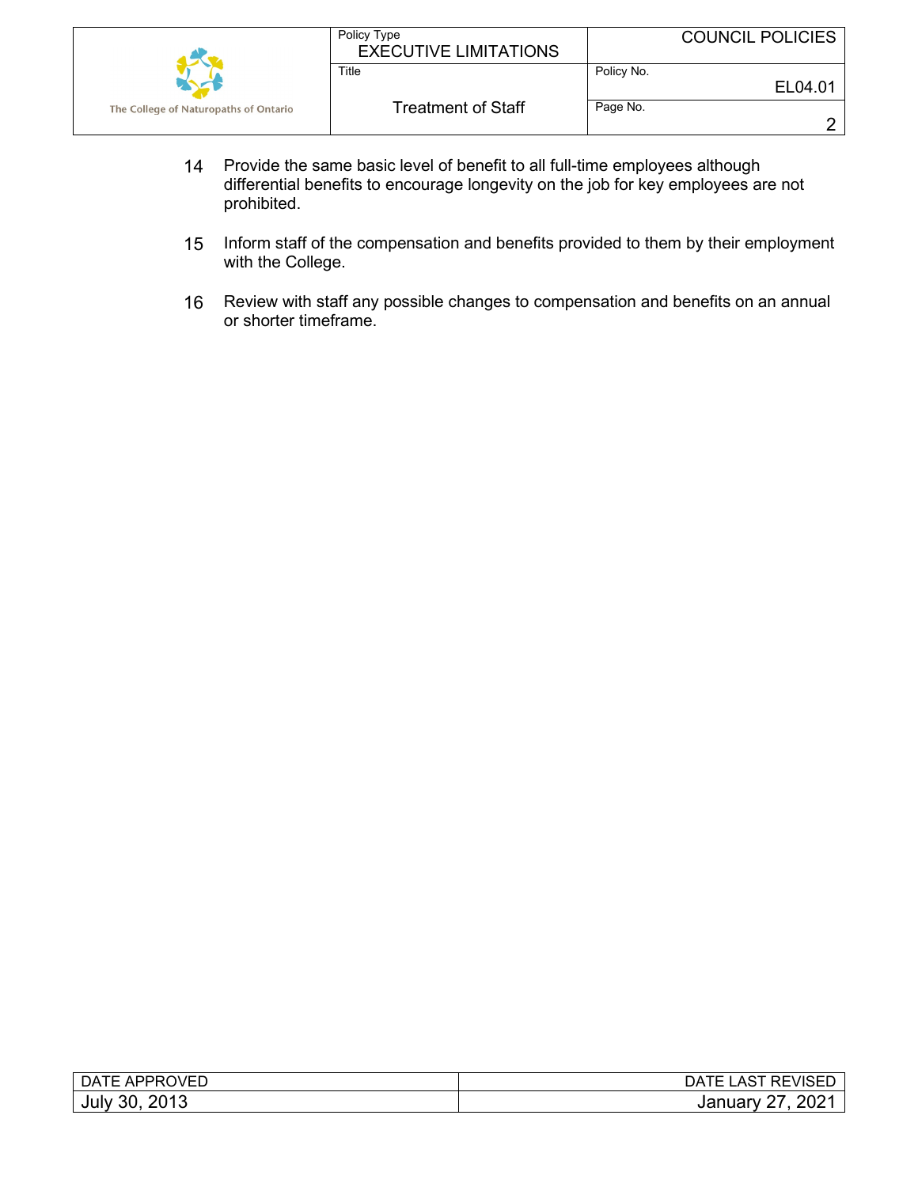14. Provide the same basic level of benefit to all full-time employees although differential benefits to encourage longevity on the job for key employees are not prohibited.

15. Inform staff of the compensation and benefits provided to them by their employment with the College.

16. Review with staff any possible changes to compensation and benefits on an annual or shorter timeframe.

| DATE APPROVED | DATE LAST REVISED |
|---|---|
| July 30, 2013 | January 27, 2021 |